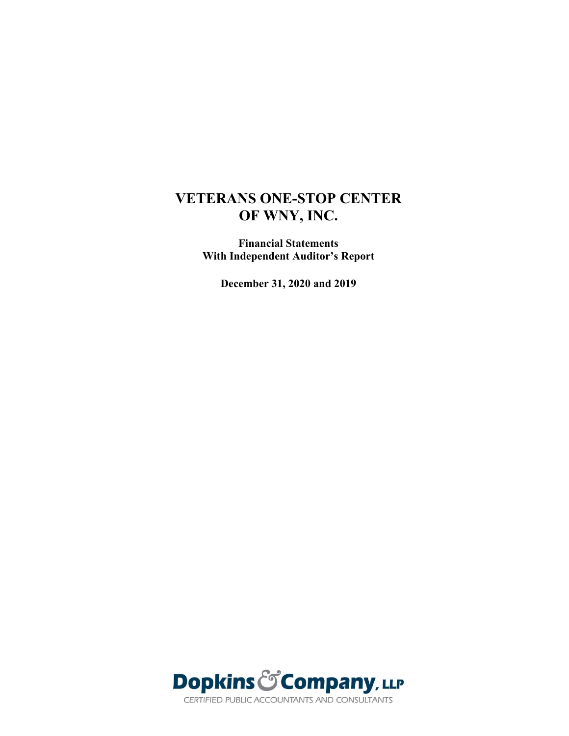# VETERANS ONE-STOP CENTER OF WNY, INC.

**Financial Statements**
**With Independent Auditor's Report**

**December 31, 2020 and 2019**

**Dopkins & Company, LLP**
CERTIFIED PUBLIC ACCOUNTANTS AND CONSULTANTS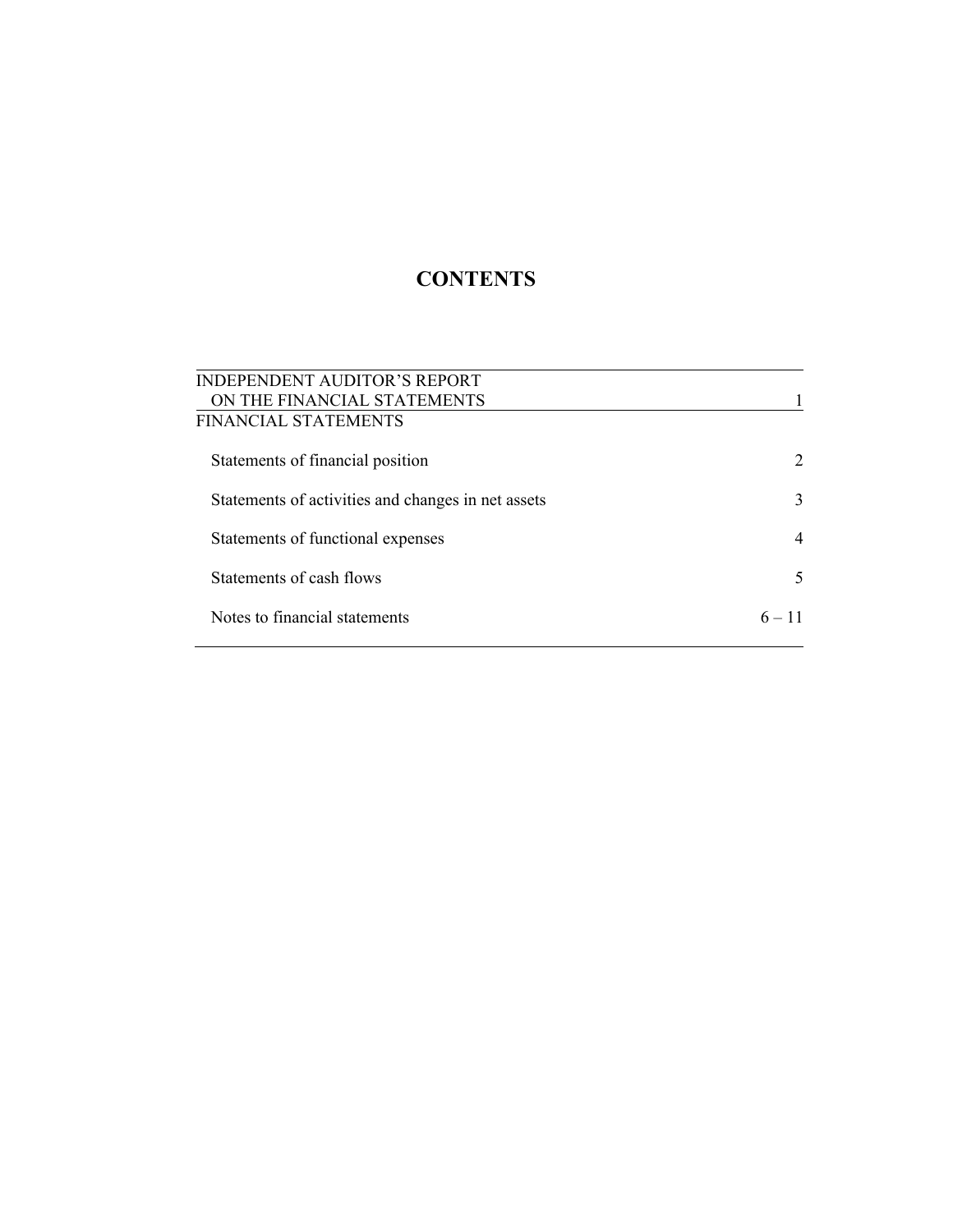# CONTENTS

| | |
|---|---|
| INDEPENDENT AUDITOR'S REPORT ON THE FINANCIAL STATEMENTS | 1 |
| FINANCIAL STATEMENTS | |
| Statements of financial position | 2 |
| Statements of activities and changes in net assets | 3 |
| Statements of functional expenses | 4 |
| Statements of cash flows | 5 |
| Notes to financial statements | 6 – 11 |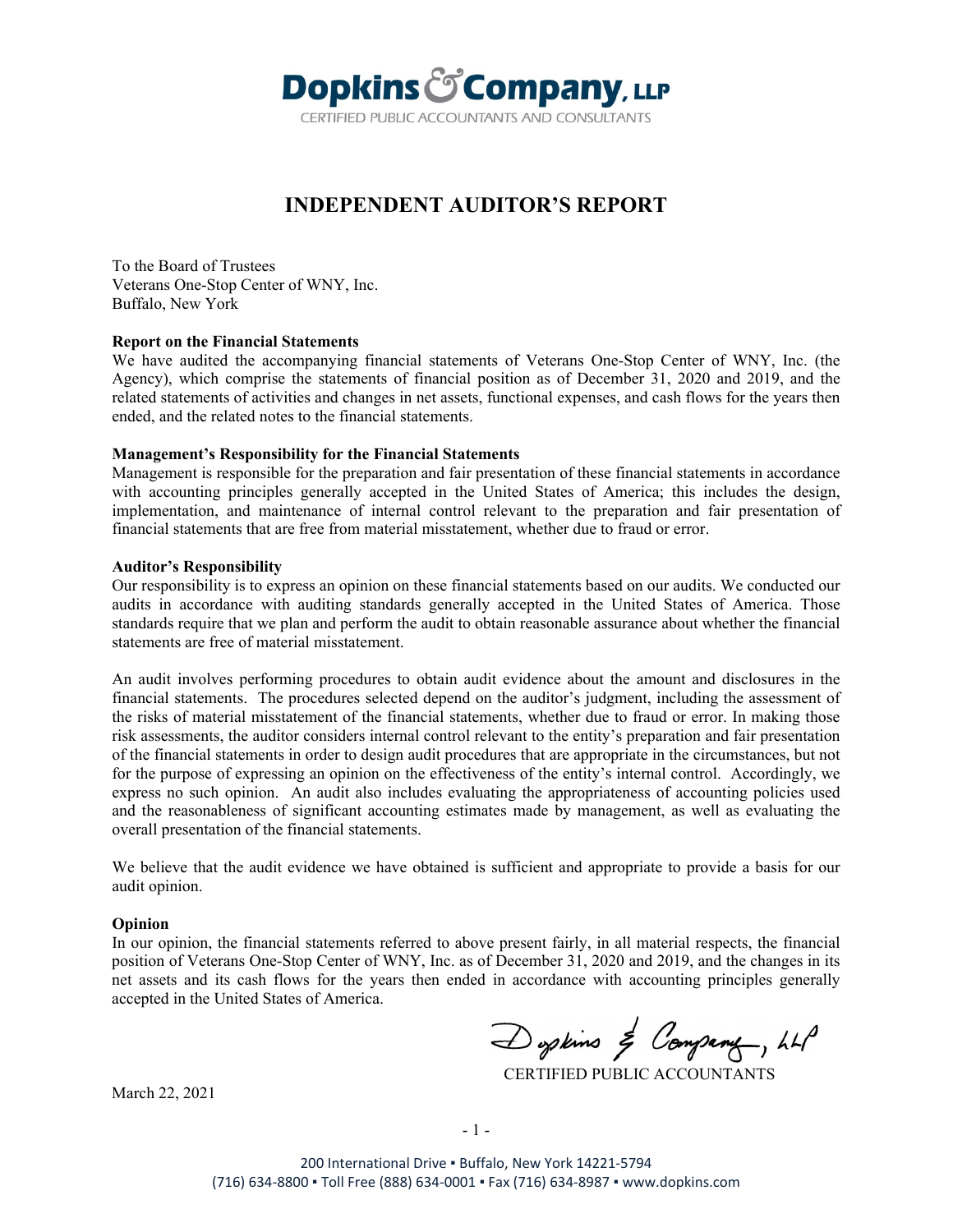**Dopkins & Company, LLP**
CERTIFIED PUBLIC ACCOUNTANTS AND CONSULTANTS

# INDEPENDENT AUDITOR'S REPORT

To the Board of Trustees
Veterans One-Stop Center of WNY, Inc.
Buffalo, New York

**Report on the Financial Statements**
We have audited the accompanying financial statements of Veterans One-Stop Center of WNY, Inc. (the Agency), which comprise the statements of financial position as of December 31, 2020 and 2019, and the related statements of activities and changes in net assets, functional expenses, and cash flows for the years then ended, and the related notes to the financial statements.

**Management's Responsibility for the Financial Statements**
Management is responsible for the preparation and fair presentation of these financial statements in accordance with accounting principles generally accepted in the United States of America; this includes the design, implementation, and maintenance of internal control relevant to the preparation and fair presentation of financial statements that are free from material misstatement, whether due to fraud or error.

**Auditor's Responsibility**
Our responsibility is to express an opinion on these financial statements based on our audits. We conducted our audits in accordance with auditing standards generally accepted in the United States of America. Those standards require that we plan and perform the audit to obtain reasonable assurance about whether the financial statements are free of material misstatement.

An audit involves performing procedures to obtain audit evidence about the amount and disclosures in the financial statements. The procedures selected depend on the auditor's judgment, including the assessment of the risks of material misstatement of the financial statements, whether due to fraud or error. In making those risk assessments, the auditor considers internal control relevant to the entity's preparation and fair presentation of the financial statements in order to design audit procedures that are appropriate in the circumstances, but not for the purpose of expressing an opinion on the effectiveness of the entity's internal control. Accordingly, we express no such opinion. An audit also includes evaluating the appropriateness of accounting policies used and the reasonableness of significant accounting estimates made by management, as well as evaluating the overall presentation of the financial statements.

We believe that the audit evidence we have obtained is sufficient and appropriate to provide a basis for our audit opinion.

**Opinion**
In our opinion, the financial statements referred to above present fairly, in all material respects, the financial position of Veterans One-Stop Center of WNY, Inc. as of December 31, 2020 and 2019, and the changes in its net assets and its cash flows for the years then ended in accordance with accounting principles generally accepted in the United States of America.

Dopkins & Company, LLP
CERTIFIED PUBLIC ACCOUNTANTS

March 22, 2021

200 International Drive ▪ Buffalo, New York 14221-5794
(716) 634-8800 ▪ Toll Free (888) 634-0001 ▪ Fax (716) 634-8987 ▪ www.dopkins.com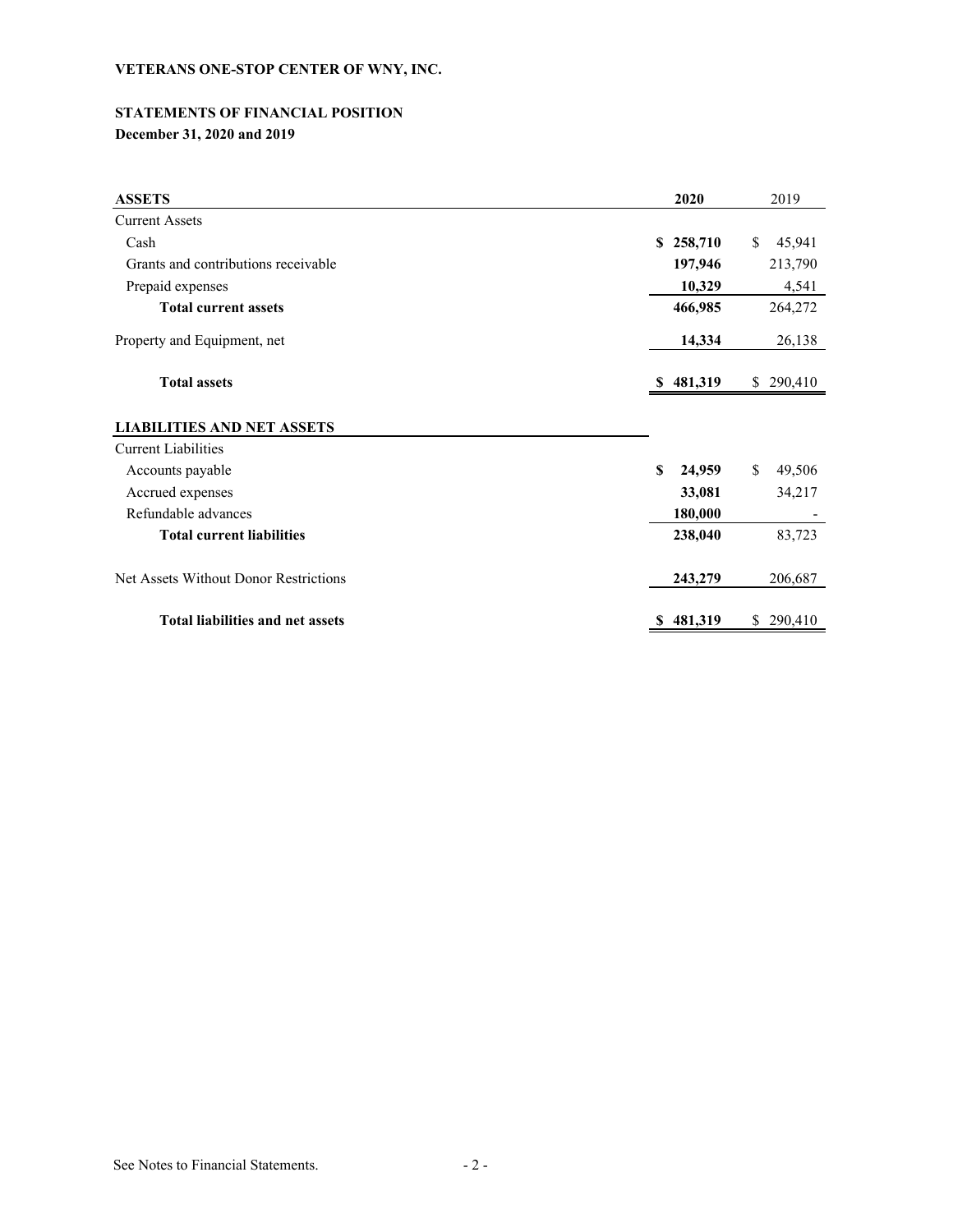**VETERANS ONE-STOP CENTER OF WNY, INC.**

**STATEMENTS OF FINANCIAL POSITION**
**December 31, 2020 and 2019**

| **ASSETS** | **2020** | 2019 |
|---|---|---|
| Current Assets | | |
| Cash | **$ 258,710** | $ 45,941 |
| Grants and contributions receivable | **197,946** | 213,790 |
| Prepaid expenses | **10,329** | 4,541 |
| **Total current assets** | **466,985** | 264,272 |
| Property and Equipment, net | **14,334** | 26,138 |
| **Total assets** | **$ 481,319** | $ 290,410 |
| **LIABILITIES AND NET ASSETS** | | |
| Current Liabilities | | |
| Accounts payable | **$ 24,959** | $ 49,506 |
| Accrued expenses | **33,081** | 34,217 |
| Refundable advances | **180,000** | - |
| **Total current liabilities** | **238,040** | 83,723 |
| Net Assets Without Donor Restrictions | **243,279** | 206,687 |
| **Total liabilities and net assets** | **$ 481,319** | $ 290,410 |

See Notes to Financial Statements.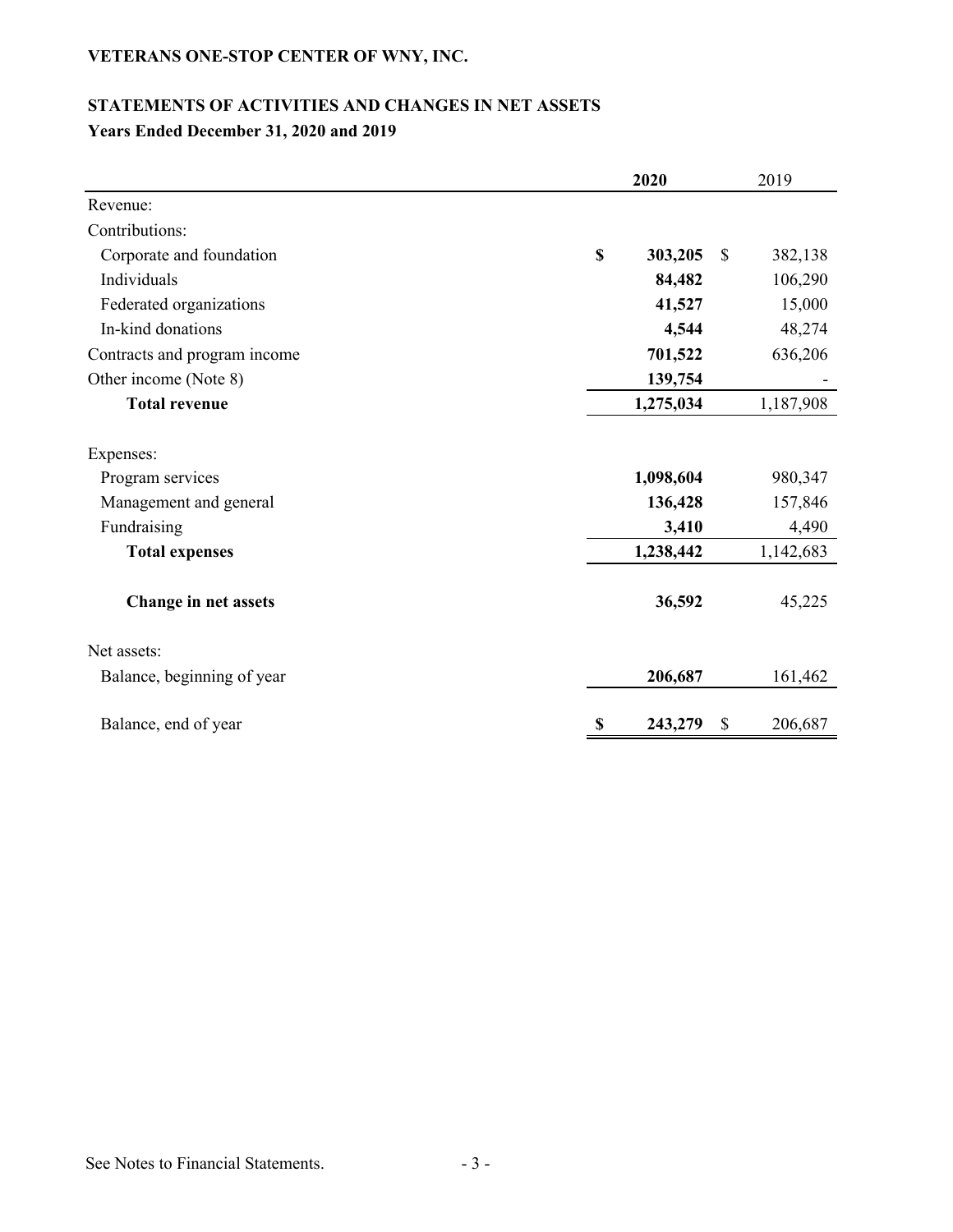**VETERANS ONE-STOP CENTER OF WNY, INC.**

**STATEMENTS OF ACTIVITIES AND CHANGES IN NET ASSETS**
**Years Ended December 31, 2020 and 2019**

| | **2020** | 2019 |
|---|---|---|
| Revenue: | | |
| Contributions: | | |
| Corporate and foundation | **$ 303,205** | $ 382,138 |
| Individuals | **84,482** | 106,290 |
| Federated organizations | **41,527** | 15,000 |
| In-kind donations | **4,544** | 48,274 |
| Contracts and program income | **701,522** | 636,206 |
| Other income (Note 8) | **139,754** | - |
| **Total revenue** | **1,275,034** | 1,187,908 |
| | | |
| Expenses: | | |
| Program services | **1,098,604** | 980,347 |
| Management and general | **136,428** | 157,846 |
| Fundraising | **3,410** | 4,490 |
| **Total expenses** | **1,238,442** | 1,142,683 |
| | | |
| **Change in net assets** | **36,592** | 45,225 |
| | | |
| Net assets: | | |
| Balance, beginning of year | **206,687** | 161,462 |
| | | |
| Balance, end of year | **$ 243,279** | $ 206,687 |

See Notes to Financial Statements.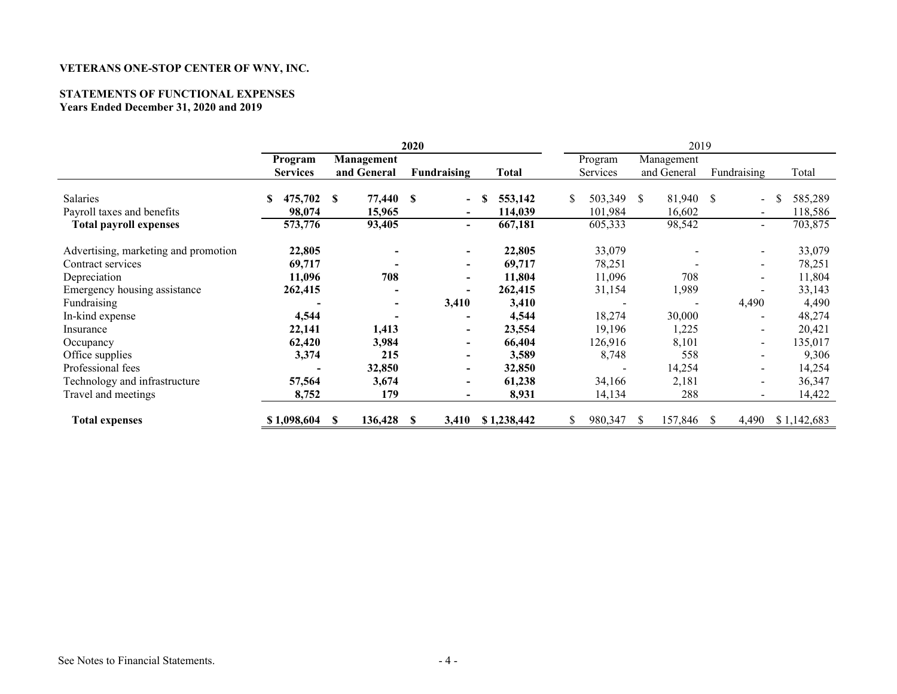**VETERANS ONE-STOP CENTER OF WNY, INC.**

**STATEMENTS OF FUNCTIONAL EXPENSES**
**Years Ended December 31, 2020 and 2019**

| | 2020 | | | | 2019 | | | |
|---|---|---|---|---|---|---|---|---|
| | **Program Services** | **Management and General** | **Fundraising** | **Total** | Program Services | Management and General | Fundraising | Total |
| Salaries | $ 475,702 | $ 77,440 | $ - | $ 553,142 | $ 503,349 | $ 81,940 | $ - | $ 585,289 |
| Payroll taxes and benefits | 98,074 | 15,965 | - | 114,039 | 101,984 | 16,602 | - | 118,586 |
| **Total payroll expenses** | 573,776 | 93,405 | - | 667,181 | 605,333 | 98,542 | - | 703,875 |
| Advertising, marketing and promotion | 22,805 | - | - | 22,805 | 33,079 | - | - | 33,079 |
| Contract services | 69,717 | - | - | 69,717 | 78,251 | - | - | 78,251 |
| Depreciation | 11,096 | 708 | - | 11,804 | 11,096 | 708 | - | 11,804 |
| Emergency housing assistance | 262,415 | - | - | 262,415 | 31,154 | 1,989 | - | 33,143 |
| Fundraising | - | - | 3,410 | 3,410 | - | - | 4,490 | 4,490 |
| In-kind expense | 4,544 | - | - | 4,544 | 18,274 | 30,000 | - | 48,274 |
| Insurance | 22,141 | 1,413 | - | 23,554 | 19,196 | 1,225 | - | 20,421 |
| Occupancy | 62,420 | 3,984 | - | 66,404 | 126,916 | 8,101 | - | 135,017 |
| Office supplies | 3,374 | 215 | - | 3,589 | 8,748 | 558 | - | 9,306 |
| Professional fees | - | 32,850 | - | 32,850 | - | 14,254 | - | 14,254 |
| Technology and infrastructure | 57,564 | 3,674 | - | 61,238 | 34,166 | 2,181 | - | 36,347 |
| Travel and meetings | 8,752 | 179 | - | 8,931 | 14,134 | 288 | - | 14,422 |
| **Total expenses** | $ 1,098,604 | $ 136,428 | $ 3,410 | $ 1,238,442 | $ 980,347 | $ 157,846 | $ 4,490 | $ 1,142,683 |

See Notes to Financial Statements.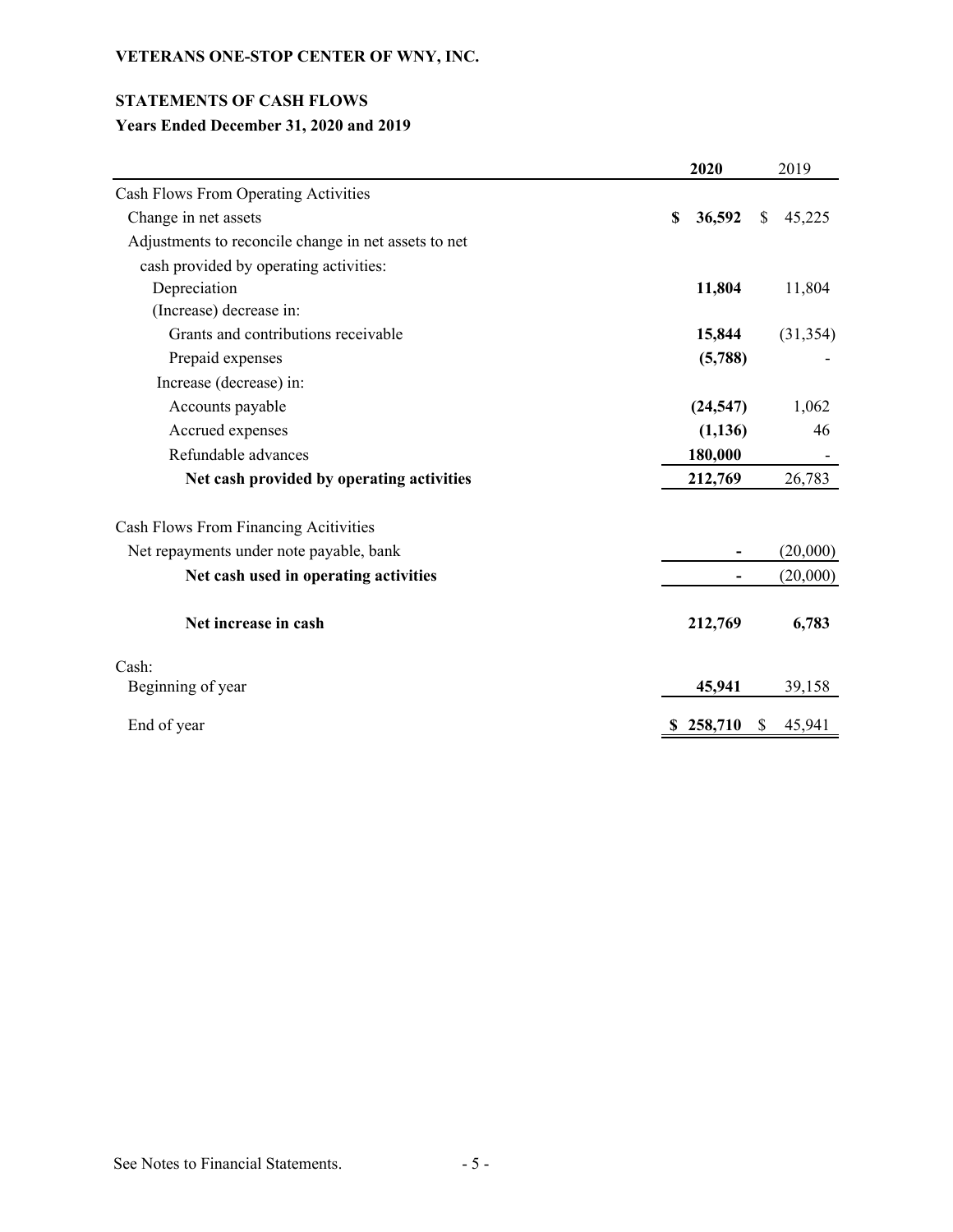**VETERANS ONE-STOP CENTER OF WNY, INC.**

**STATEMENTS OF CASH FLOWS**

**Years Ended December 31, 2020 and 2019**

| | **2020** | 2019 |
|---|---|---|
| Cash Flows From Operating Activities | | |
| Change in net assets | **$ 36,592** | $ 45,225 |
| Adjustments to reconcile change in net assets to net cash provided by operating activities: | | |
| Depreciation | **11,804** | 11,804 |
| (Increase) decrease in: | | |
| Grants and contributions receivable | **15,844** | (31,354) |
| Prepaid expenses | **(5,788)** | - |
| Increase (decrease) in: | | |
| Accounts payable | **(24,547)** | 1,062 |
| Accrued expenses | **(1,136)** | 46 |
| Refundable advances | **180,000** | - |
| **Net cash provided by operating activities** | **212,769** | 26,783 |
| | | |
| Cash Flows From Financing Acitivities | | |
| Net repayments under note payable, bank | **-** | (20,000) |
| **Net cash used in operating activities** | **-** | (20,000) |
| | | |
| **Net increase in cash** | **212,769** | **6,783** |
| | | |
| Cash: | | |
| Beginning of year | **45,941** | 39,158 |
| End of year | **$ 258,710** | $ 45,941 |

See Notes to Financial Statements.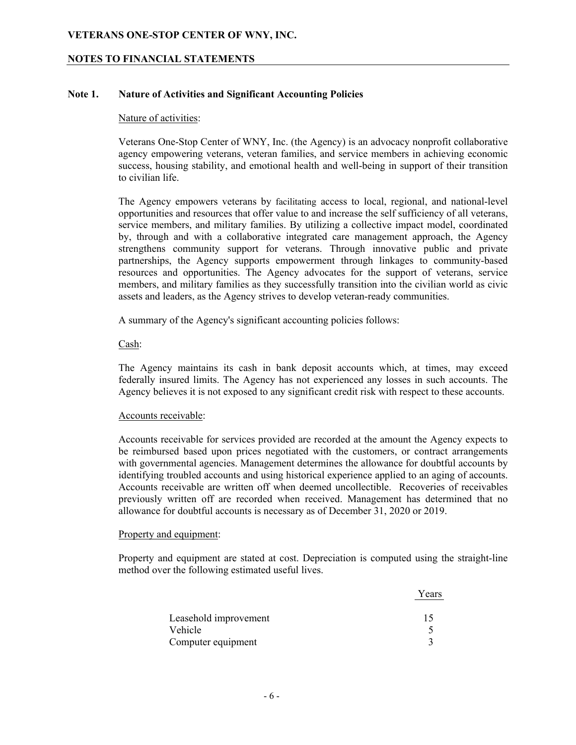# VETERANS ONE-STOP CENTER OF WNY, INC.

## NOTES TO FINANCIAL STATEMENTS

### Note 1. Nature of Activities and Significant Accounting Policies

Nature of activities:

Veterans One-Stop Center of WNY, Inc. (the Agency) is an advocacy nonprofit collaborative agency empowering veterans, veteran families, and service members in achieving economic success, housing stability, and emotional health and well-being in support of their transition to civilian life.

The Agency empowers veterans by facilitating access to local, regional, and national-level opportunities and resources that offer value to and increase the self sufficiency of all veterans, service members, and military families. By utilizing a collective impact model, coordinated by, through and with a collaborative integrated care management approach, the Agency strengthens community support for veterans. Through innovative public and private partnerships, the Agency supports empowerment through linkages to community-based resources and opportunities. The Agency advocates for the support of veterans, service members, and military families as they successfully transition into the civilian world as civic assets and leaders, as the Agency strives to develop veteran-ready communities.

A summary of the Agency's significant accounting policies follows:

Cash:

The Agency maintains its cash in bank deposit accounts which, at times, may exceed federally insured limits. The Agency has not experienced any losses in such accounts. The Agency believes it is not exposed to any significant credit risk with respect to these accounts.

Accounts receivable:

Accounts receivable for services provided are recorded at the amount the Agency expects to be reimbursed based upon prices negotiated with the customers, or contract arrangements with governmental agencies. Management determines the allowance for doubtful accounts by identifying troubled accounts and using historical experience applied to an aging of accounts. Accounts receivable are written off when deemed uncollectible. Recoveries of receivables previously written off are recorded when received. Management has determined that no allowance for doubtful accounts is necessary as of December 31, 2020 or 2019.

Property and equipment:

Property and equipment are stated at cost. Depreciation is computed using the straight-line method over the following estimated useful lives.

| | Years |
|---|---|
| Leasehold improvement | 15 |
| Vehicle | 5 |
| Computer equipment | 3 |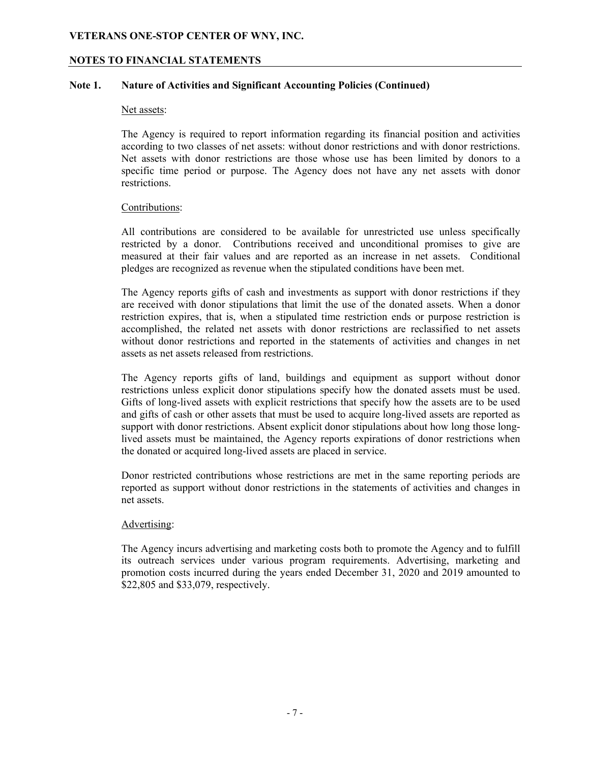**VETERANS ONE-STOP CENTER OF WNY, INC.**

**NOTES TO FINANCIAL STATEMENTS**

**Note 1. Nature of Activities and Significant Accounting Policies (Continued)**

Net assets:

The Agency is required to report information regarding its financial position and activities according to two classes of net assets: without donor restrictions and with donor restrictions. Net assets with donor restrictions are those whose use has been limited by donors to a specific time period or purpose. The Agency does not have any net assets with donor restrictions.

Contributions:

All contributions are considered to be available for unrestricted use unless specifically restricted by a donor. Contributions received and unconditional promises to give are measured at their fair values and are reported as an increase in net assets. Conditional pledges are recognized as revenue when the stipulated conditions have been met.

The Agency reports gifts of cash and investments as support with donor restrictions if they are received with donor stipulations that limit the use of the donated assets. When a donor restriction expires, that is, when a stipulated time restriction ends or purpose restriction is accomplished, the related net assets with donor restrictions are reclassified to net assets without donor restrictions and reported in the statements of activities and changes in net assets as net assets released from restrictions.

The Agency reports gifts of land, buildings and equipment as support without donor restrictions unless explicit donor stipulations specify how the donated assets must be used. Gifts of long-lived assets with explicit restrictions that specify how the assets are to be used and gifts of cash or other assets that must be used to acquire long-lived assets are reported as support with donor restrictions. Absent explicit donor stipulations about how long those long-lived assets must be maintained, the Agency reports expirations of donor restrictions when the donated or acquired long-lived assets are placed in service.

Donor restricted contributions whose restrictions are met in the same reporting periods are reported as support without donor restrictions in the statements of activities and changes in net assets.

Advertising:

The Agency incurs advertising and marketing costs both to promote the Agency and to fulfill its outreach services under various program requirements. Advertising, marketing and promotion costs incurred during the years ended December 31, 2020 and 2019 amounted to $22,805 and $33,079, respectively.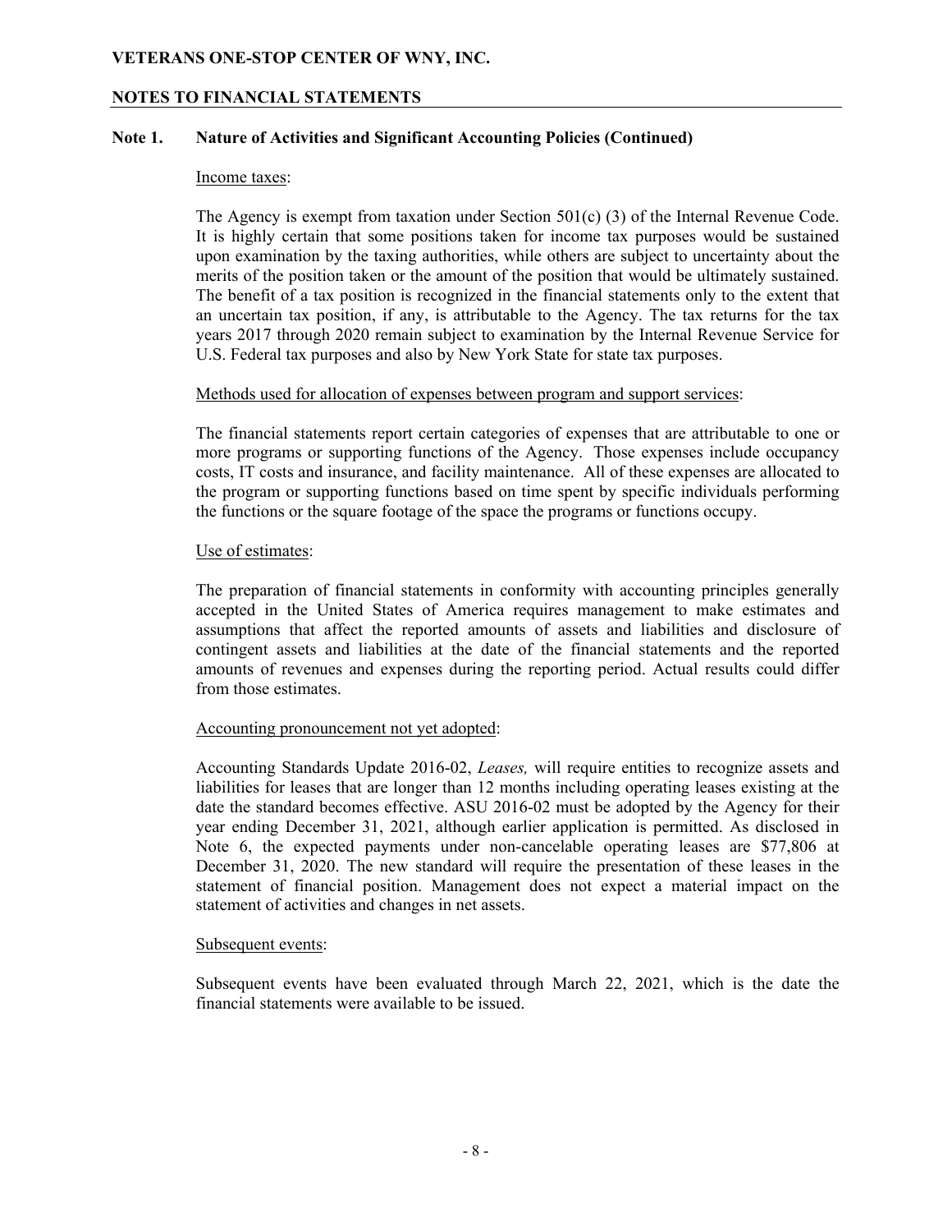## Note 1. Nature of Activities and Significant Accounting Policies (Continued)

Income taxes:

The Agency is exempt from taxation under Section 501(c) (3) of the Internal Revenue Code. It is highly certain that some positions taken for income tax purposes would be sustained upon examination by the taxing authorities, while others are subject to uncertainty about the merits of the position taken or the amount of the position that would be ultimately sustained. The benefit of a tax position is recognized in the financial statements only to the extent that an uncertain tax position, if any, is attributable to the Agency. The tax returns for the tax years 2017 through 2020 remain subject to examination by the Internal Revenue Service for U.S. Federal tax purposes and also by New York State for state tax purposes.

Methods used for allocation of expenses between program and support services:

The financial statements report certain categories of expenses that are attributable to one or more programs or supporting functions of the Agency. Those expenses include occupancy costs, IT costs and insurance, and facility maintenance. All of these expenses are allocated to the program or supporting functions based on time spent by specific individuals performing the functions or the square footage of the space the programs or functions occupy.

Use of estimates:

The preparation of financial statements in conformity with accounting principles generally accepted in the United States of America requires management to make estimates and assumptions that affect the reported amounts of assets and liabilities and disclosure of contingent assets and liabilities at the date of the financial statements and the reported amounts of revenues and expenses during the reporting period. Actual results could differ from those estimates.

Accounting pronouncement not yet adopted:

Accounting Standards Update 2016-02, *Leases,* will require entities to recognize assets and liabilities for leases that are longer than 12 months including operating leases existing at the date the standard becomes effective. ASU 2016-02 must be adopted by the Agency for their year ending December 31, 2021, although earlier application is permitted. As disclosed in Note 6, the expected payments under non-cancelable operating leases are $77,806 at December 31, 2020. The new standard will require the presentation of these leases in the statement of financial position. Management does not expect a material impact on the statement of activities and changes in net assets.

Subsequent events:

Subsequent events have been evaluated through March 22, 2021, which is the date the financial statements were available to be issued.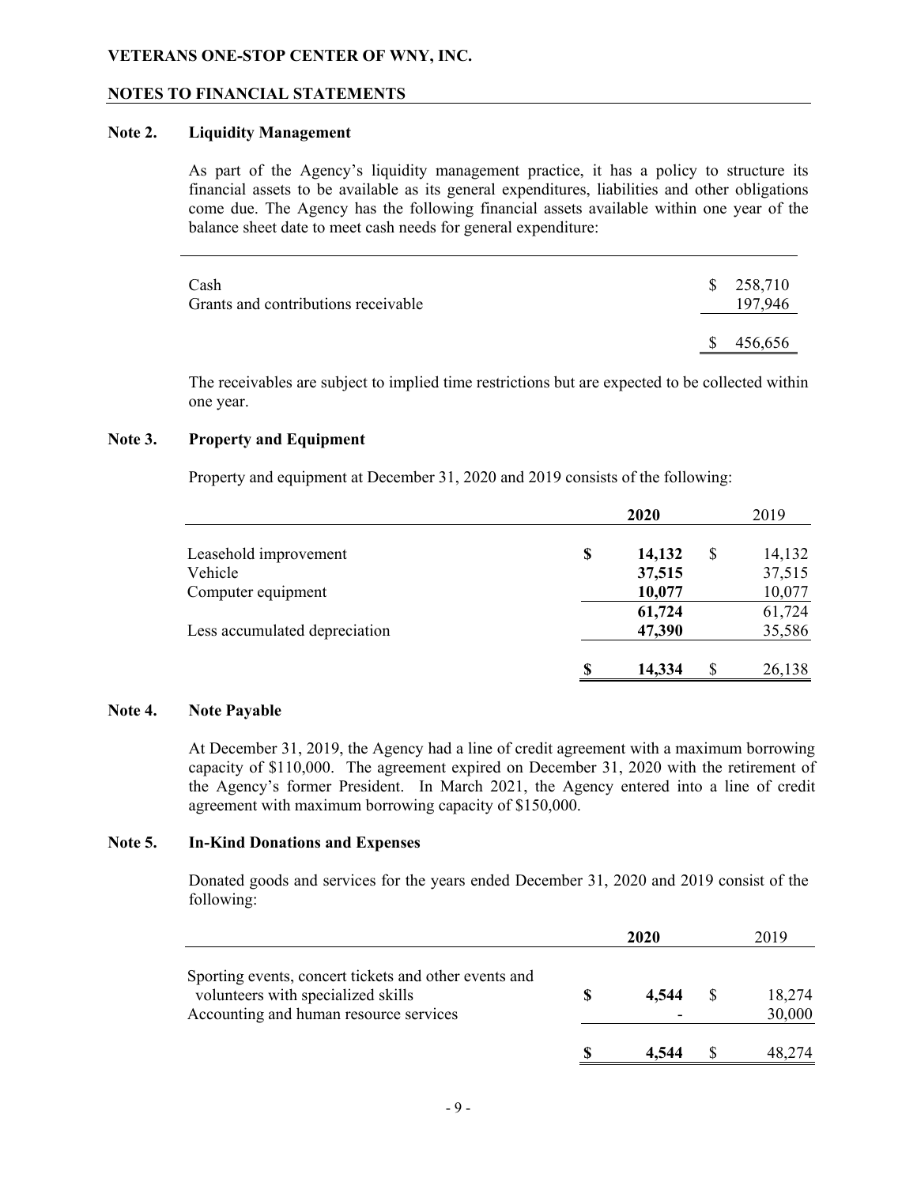**VETERANS ONE-STOP CENTER OF WNY, INC.**

**NOTES TO FINANCIAL STATEMENTS**

**Note 2. Liquidity Management**

As part of the Agency's liquidity management practice, it has a policy to structure its financial assets to be available as its general expenditures, liabilities and other obligations come due. The Agency has the following financial assets available within one year of the balance sheet date to meet cash needs for general expenditure:

| | |
|---|---|
| Cash | $ 258,710 |
| Grants and contributions receivable | 197,946 |
| | $ 456,656 |

The receivables are subject to implied time restrictions but are expected to be collected within one year.

**Note 3. Property and Equipment**

Property and equipment at December 31, 2020 and 2019 consists of the following:

| | **2020** | 2019 |
|---|---|---|
| Leasehold improvement | **$ 14,132** | $ 14,132 |
| Vehicle | **37,515** | 37,515 |
| Computer equipment | **10,077** | 10,077 |
| | **61,724** | 61,724 |
| Less accumulated depreciation | **47,390** | 35,586 |
| | **$ 14,334** | $ 26,138 |

**Note 4. Note Payable**

At December 31, 2019, the Agency had a line of credit agreement with a maximum borrowing capacity of $110,000. The agreement expired on December 31, 2020 with the retirement of the Agency's former President. In March 2021, the Agency entered into a line of credit agreement with maximum borrowing capacity of $150,000.

**Note 5. In-Kind Donations and Expenses**

Donated goods and services for the years ended December 31, 2020 and 2019 consist of the following:

| | **2020** | 2019 |
|---|---|---|
| Sporting events, concert tickets and other events and volunteers with specialized skills | **$ 4,544** | $ 18,274 |
| Accounting and human resource services | **-** | 30,000 |
| | **$ 4,544** | $ 48,274 |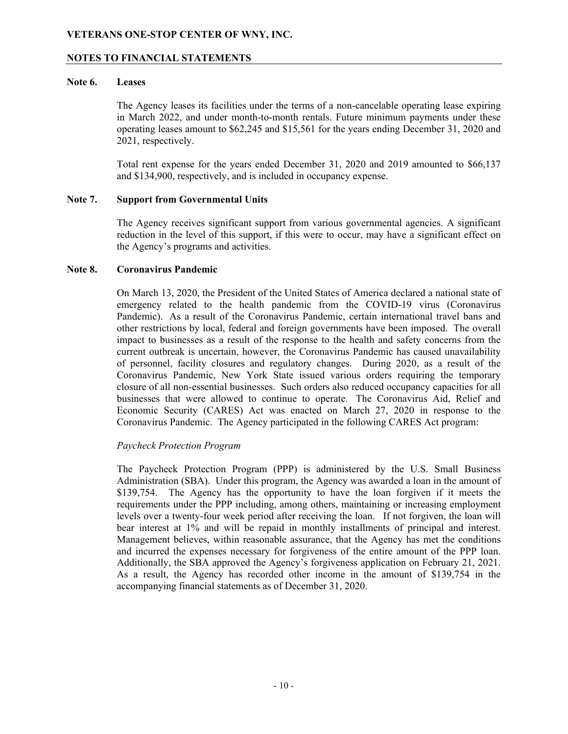## Note 6. Leases

The Agency leases its facilities under the terms of a non-cancelable operating lease expiring in March 2022, and under month-to-month rentals. Future minimum payments under these operating leases amount to $62,245 and $15,561 for the years ending December 31, 2020 and 2021, respectively.

Total rent expense for the years ended December 31, 2020 and 2019 amounted to $66,137 and $134,900, respectively, and is included in occupancy expense.

## Note 7. Support from Governmental Units

The Agency receives significant support from various governmental agencies. A significant reduction in the level of this support, if this were to occur, may have a significant effect on the Agency's programs and activities.

## Note 8. Coronavirus Pandemic

On March 13, 2020, the President of the United States of America declared a national state of emergency related to the health pandemic from the COVID-19 virus (Coronavirus Pandemic). As a result of the Coronavirus Pandemic, certain international travel bans and other restrictions by local, federal and foreign governments have been imposed. The overall impact to businesses as a result of the response to the health and safety concerns from the current outbreak is uncertain, however, the Coronavirus Pandemic has caused unavailability of personnel, facility closures and regulatory changes. During 2020, as a result of the Coronavirus Pandemic, New York State issued various orders requiring the temporary closure of all non-essential businesses. Such orders also reduced occupancy capacities for all businesses that were allowed to continue to operate. The Coronavirus Aid, Relief and Economic Security (CARES) Act was enacted on March 27, 2020 in response to the Coronavirus Pandemic. The Agency participated in the following CARES Act program:

*Paycheck Protection Program*

The Paycheck Protection Program (PPP) is administered by the U.S. Small Business Administration (SBA). Under this program, the Agency was awarded a loan in the amount of $139,754. The Agency has the opportunity to have the loan forgiven if it meets the requirements under the PPP including, among others, maintaining or increasing employment levels over a twenty-four week period after receiving the loan. If not forgiven, the loan will bear interest at 1% and will be repaid in monthly installments of principal and interest. Management believes, within reasonable assurance, that the Agency has met the conditions and incurred the expenses necessary for forgiveness of the entire amount of the PPP loan. Additionally, the SBA approved the Agency's forgiveness application on February 21, 2021. As a result, the Agency has recorded other income in the amount of $139,754 in the accompanying financial statements as of December 31, 2020.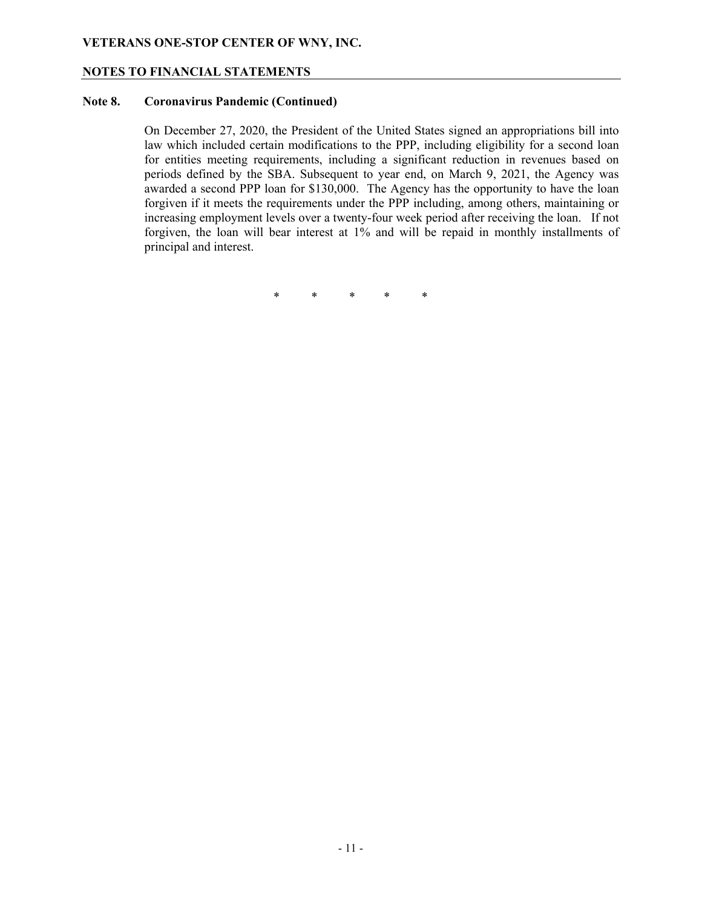## Note 8. Coronavirus Pandemic (Continued)

On December 27, 2020, the President of the United States signed an appropriations bill into law which included certain modifications to the PPP, including eligibility for a second loan for entities meeting requirements, including a significant reduction in revenues based on periods defined by the SBA. Subsequent to year end, on March 9, 2021, the Agency was awarded a second PPP loan for $130,000. The Agency has the opportunity to have the loan forgiven if it meets the requirements under the PPP including, among others, maintaining or increasing employment levels over a twenty-four week period after receiving the loan. If not forgiven, the loan will bear interest at 1% and will be repaid in monthly installments of principal and interest.

\* \* \* \* \*